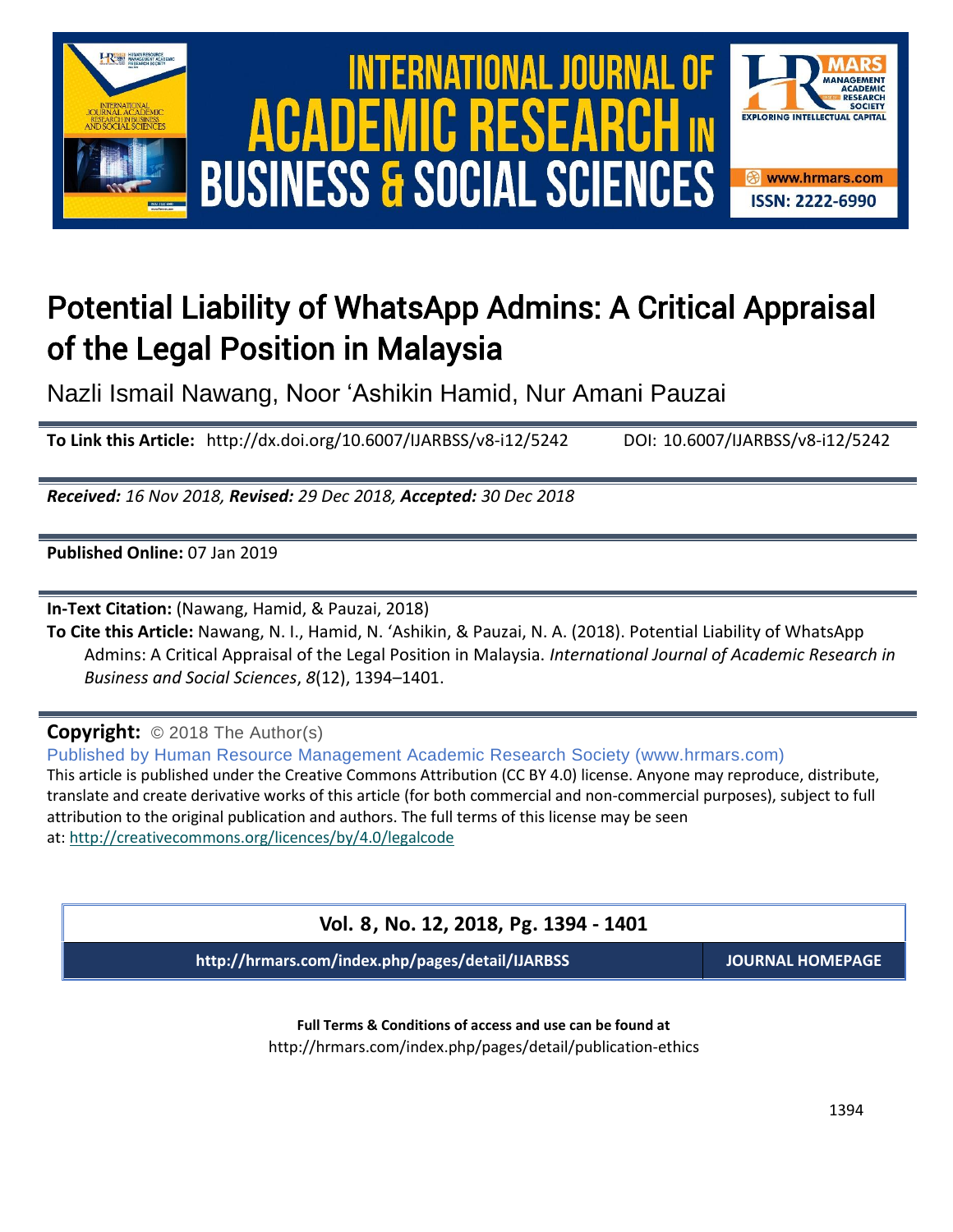# Potential Liability of WhatsApp Admins: A Critical Appraisal of the Legal Position in Malaysia

Nazli Ismail Nawang, Noor 'Ashikin Hamid, Nur Amani Pauzai

**To Link this Article:** http://dx.doi.org/10.6007/IJARBSS/v8-i12/5242 DOI: 10.6007/IJARBSS/v8-i12/5242

***Received:** 16 Nov 2018, **Revised:** 29 Dec 2018, **Accepted:** 30 Dec 2018*

**Published Online:** 07 Jan 2019

**In-Text Citation:** (Nawang, Hamid, & Pauzai, 2018)

**To Cite this Article:** Nawang, N. I., Hamid, N. 'Ashikin, & Pauzai, N. A. (2018). Potential Liability of WhatsApp Admins: A Critical Appraisal of the Legal Position in Malaysia. *International Journal of Academic Research in Business and Social Sciences*, *8*(12), 1394–1401.

**Copyright:** © 2018 The Author(s)

Published by Human Resource Management Academic Research Society (www.hrmars.com)

This article is published under the Creative Commons Attribution (CC BY 4.0) license. Anyone may reproduce, distribute, translate and create derivative works of this article (for both commercial and non-commercial purposes), subject to full attribution to the original publication and authors. The full terms of this license may be seen at: http://creativecommons.org/licences/by/4.0/legalcode

**Vol. 8, No. 12, 2018, Pg. 1394 - 1401**

**http://hrmars.com/index.php/pages/detail/IJARBSS** **JOURNAL HOMEPAGE**

**Full Terms & Conditions of access and use can be found at**

http://hrmars.com/index.php/pages/detail/publication-ethics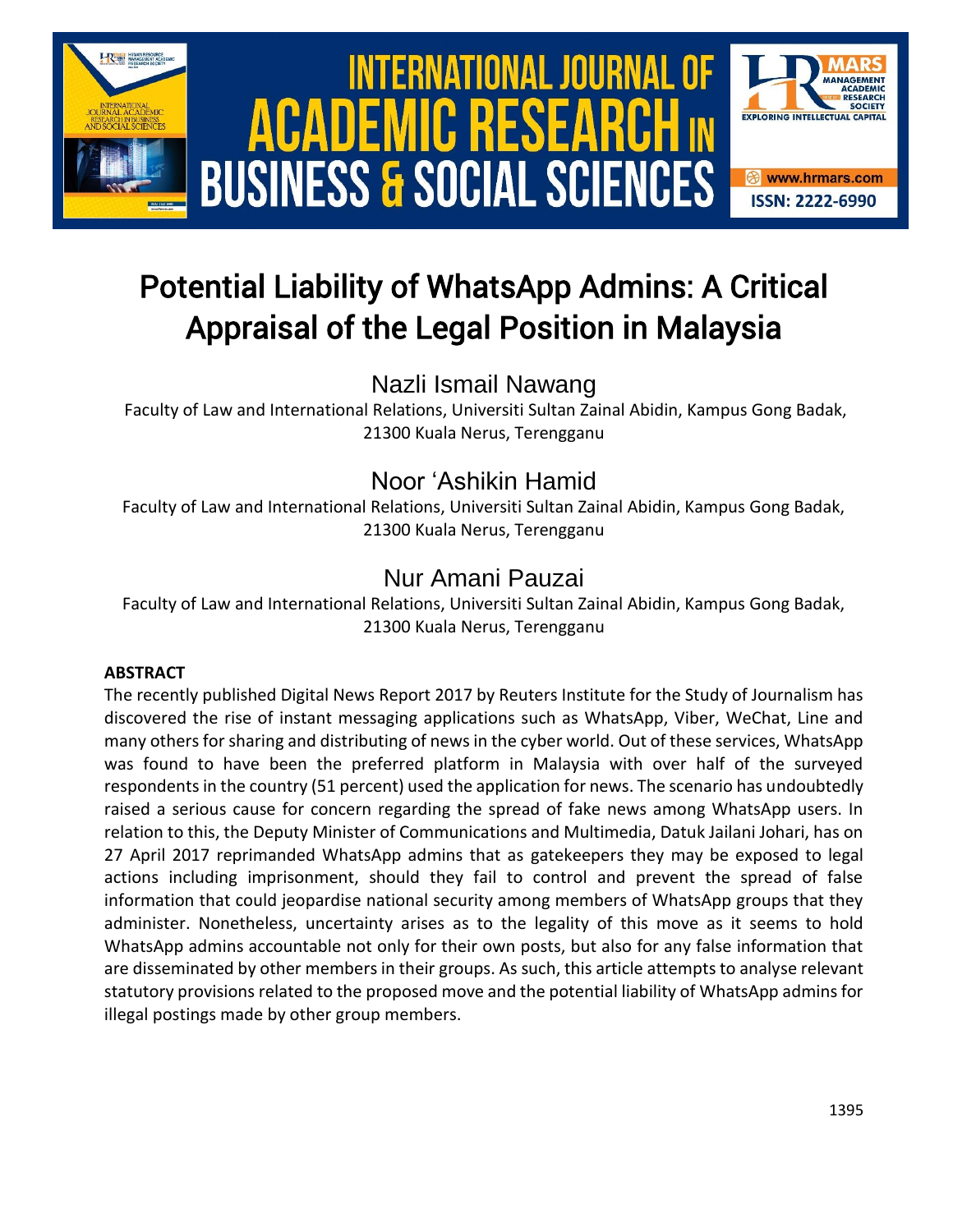# Potential Liability of WhatsApp Admins: A Critical Appraisal of the Legal Position in Malaysia

## Nazli Ismail Nawang

Faculty of Law and International Relations, Universiti Sultan Zainal Abidin, Kampus Gong Badak, 21300 Kuala Nerus, Terengganu

## Noor 'Ashikin Hamid

Faculty of Law and International Relations, Universiti Sultan Zainal Abidin, Kampus Gong Badak, 21300 Kuala Nerus, Terengganu

## Nur Amani Pauzai

Faculty of Law and International Relations, Universiti Sultan Zainal Abidin, Kampus Gong Badak, 21300 Kuala Nerus, Terengganu

**ABSTRACT**

The recently published Digital News Report 2017 by Reuters Institute for the Study of Journalism has discovered the rise of instant messaging applications such as WhatsApp, Viber, WeChat, Line and many others for sharing and distributing of news in the cyber world. Out of these services, WhatsApp was found to have been the preferred platform in Malaysia with over half of the surveyed respondents in the country (51 percent) used the application for news. The scenario has undoubtedly raised a serious cause for concern regarding the spread of fake news among WhatsApp users. In relation to this, the Deputy Minister of Communications and Multimedia, Datuk Jailani Johari, has on 27 April 2017 reprimanded WhatsApp admins that as gatekeepers they may be exposed to legal actions including imprisonment, should they fail to control and prevent the spread of false information that could jeopardise national security among members of WhatsApp groups that they administer. Nonetheless, uncertainty arises as to the legality of this move as it seems to hold WhatsApp admins accountable not only for their own posts, but also for any false information that are disseminated by other members in their groups. As such, this article attempts to analyse relevant statutory provisions related to the proposed move and the potential liability of WhatsApp admins for illegal postings made by other group members.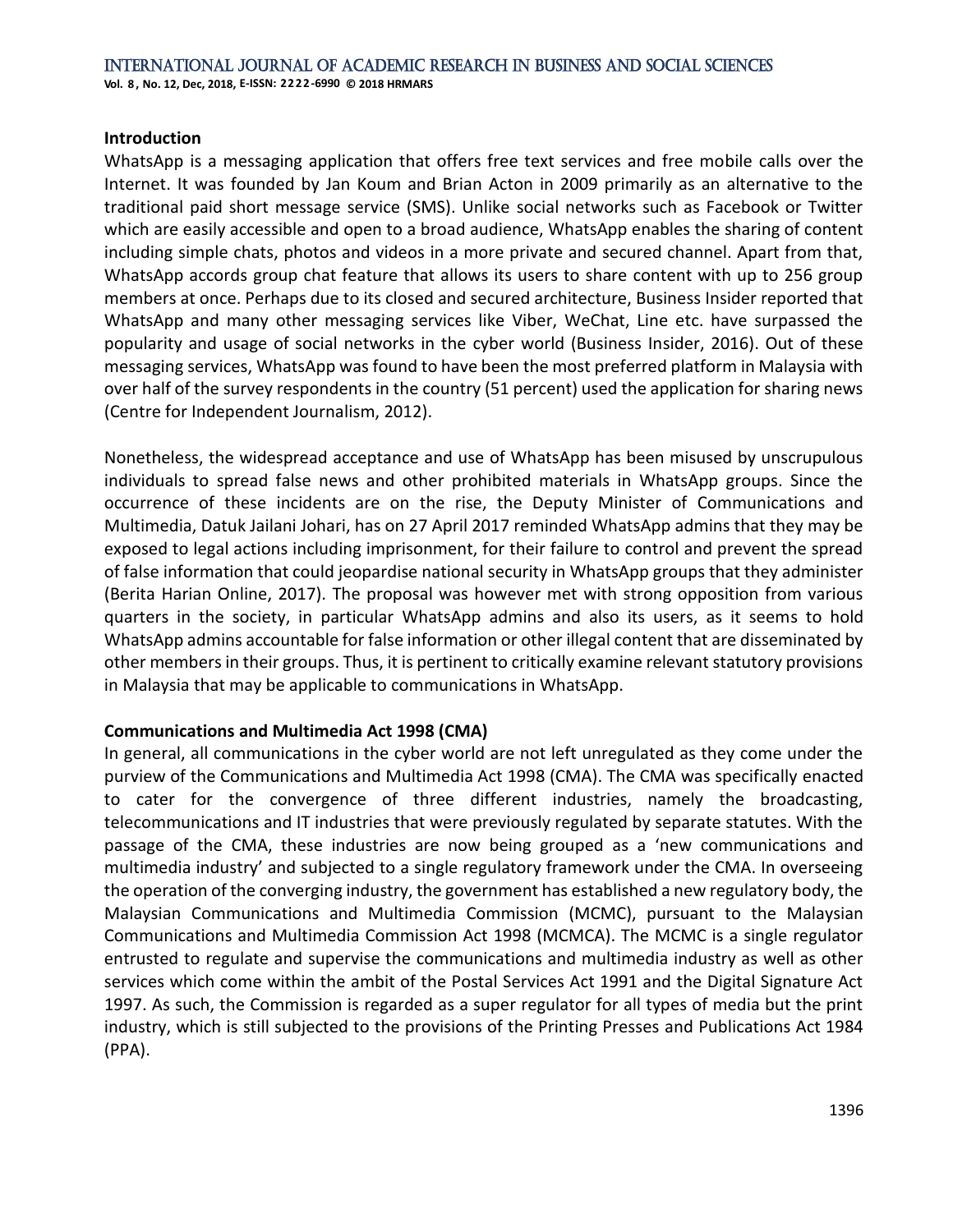## Introduction

WhatsApp is a messaging application that offers free text services and free mobile calls over the Internet. It was founded by Jan Koum and Brian Acton in 2009 primarily as an alternative to the traditional paid short message service (SMS). Unlike social networks such as Facebook or Twitter which are easily accessible and open to a broad audience, WhatsApp enables the sharing of content including simple chats, photos and videos in a more private and secured channel. Apart from that, WhatsApp accords group chat feature that allows its users to share content with up to 256 group members at once. Perhaps due to its closed and secured architecture, Business Insider reported that WhatsApp and many other messaging services like Viber, WeChat, Line etc. have surpassed the popularity and usage of social networks in the cyber world (Business Insider, 2016). Out of these messaging services, WhatsApp was found to have been the most preferred platform in Malaysia with over half of the survey respondents in the country (51 percent) used the application for sharing news (Centre for Independent Journalism, 2012).

Nonetheless, the widespread acceptance and use of WhatsApp has been misused by unscrupulous individuals to spread false news and other prohibited materials in WhatsApp groups. Since the occurrence of these incidents are on the rise, the Deputy Minister of Communications and Multimedia, Datuk Jailani Johari, has on 27 April 2017 reminded WhatsApp admins that they may be exposed to legal actions including imprisonment, for their failure to control and prevent the spread of false information that could jeopardise national security in WhatsApp groups that they administer (Berita Harian Online, 2017). The proposal was however met with strong opposition from various quarters in the society, in particular WhatsApp admins and also its users, as it seems to hold WhatsApp admins accountable for false information or other illegal content that are disseminated by other members in their groups. Thus, it is pertinent to critically examine relevant statutory provisions in Malaysia that may be applicable to communications in WhatsApp.

## Communications and Multimedia Act 1998 (CMA)

In general, all communications in the cyber world are not left unregulated as they come under the purview of the Communications and Multimedia Act 1998 (CMA). The CMA was specifically enacted to cater for the convergence of three different industries, namely the broadcasting, telecommunications and IT industries that were previously regulated by separate statutes. With the passage of the CMA, these industries are now being grouped as a 'new communications and multimedia industry' and subjected to a single regulatory framework under the CMA. In overseeing the operation of the converging industry, the government has established a new regulatory body, the Malaysian Communications and Multimedia Commission (MCMC), pursuant to the Malaysian Communications and Multimedia Commission Act 1998 (MCMCA). The MCMC is a single regulator entrusted to regulate and supervise the communications and multimedia industry as well as other services which come within the ambit of the Postal Services Act 1991 and the Digital Signature Act 1997. As such, the Commission is regarded as a super regulator for all types of media but the print industry, which is still subjected to the provisions of the Printing Presses and Publications Act 1984 (PPA).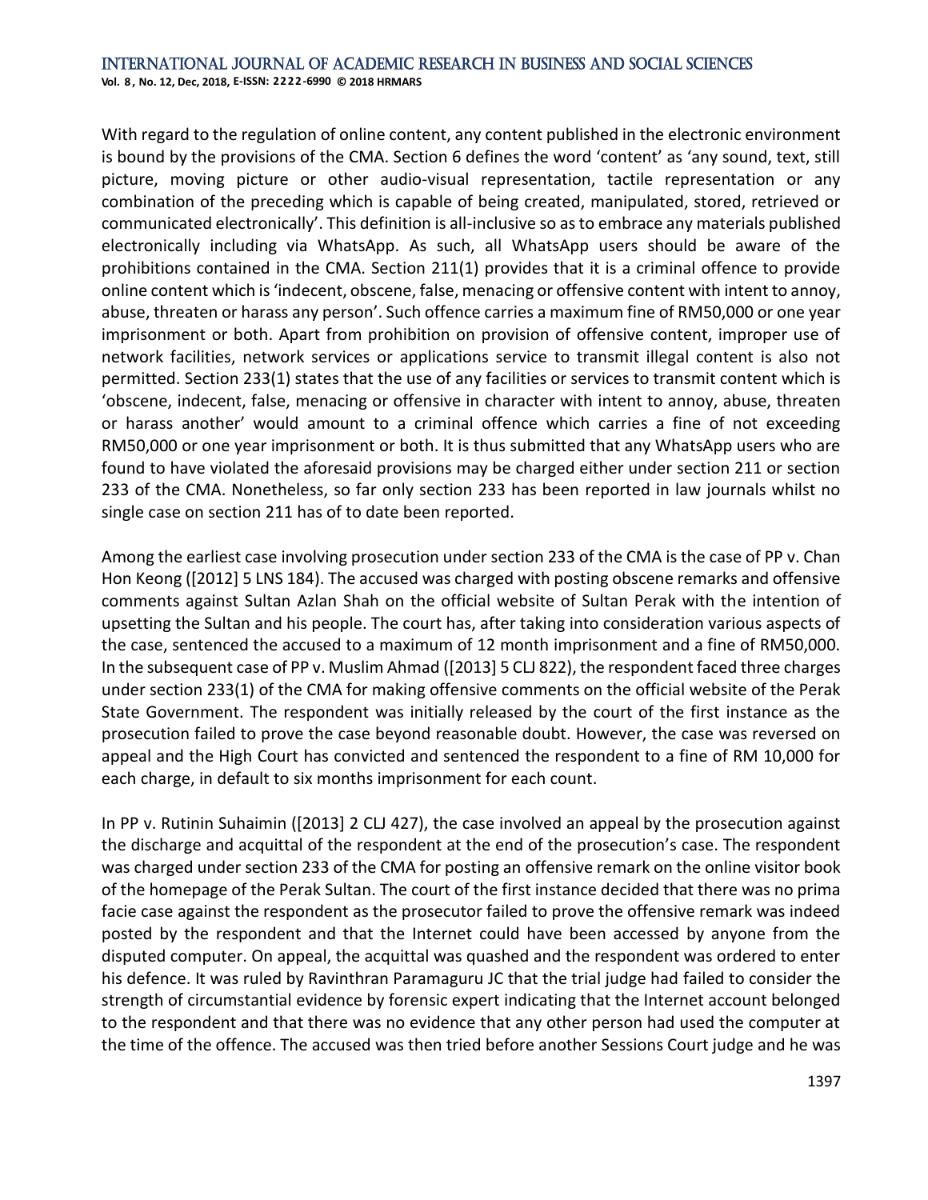With regard to the regulation of online content, any content published in the electronic environment is bound by the provisions of the CMA. Section 6 defines the word 'content' as 'any sound, text, still picture, moving picture or other audio-visual representation, tactile representation or any combination of the preceding which is capable of being created, manipulated, stored, retrieved or communicated electronically'. This definition is all-inclusive so as to embrace any materials published electronically including via WhatsApp. As such, all WhatsApp users should be aware of the prohibitions contained in the CMA. Section 211(1) provides that it is a criminal offence to provide online content which is 'indecent, obscene, false, menacing or offensive content with intent to annoy, abuse, threaten or harass any person'. Such offence carries a maximum fine of RM50,000 or one year imprisonment or both. Apart from prohibition on provision of offensive content, improper use of network facilities, network services or applications service to transmit illegal content is also not permitted. Section 233(1) states that the use of any facilities or services to transmit content which is 'obscene, indecent, false, menacing or offensive in character with intent to annoy, abuse, threaten or harass another' would amount to a criminal offence which carries a fine of not exceeding RM50,000 or one year imprisonment or both. It is thus submitted that any WhatsApp users who are found to have violated the aforesaid provisions may be charged either under section 211 or section 233 of the CMA. Nonetheless, so far only section 233 has been reported in law journals whilst no single case on section 211 has of to date been reported.

Among the earliest case involving prosecution under section 233 of the CMA is the case of PP v. Chan Hon Keong ([2012] 5 LNS 184). The accused was charged with posting obscene remarks and offensive comments against Sultan Azlan Shah on the official website of Sultan Perak with the intention of upsetting the Sultan and his people. The court has, after taking into consideration various aspects of the case, sentenced the accused to a maximum of 12 month imprisonment and a fine of RM50,000. In the subsequent case of PP v. Muslim Ahmad ([2013] 5 CLJ 822), the respondent faced three charges under section 233(1) of the CMA for making offensive comments on the official website of the Perak State Government. The respondent was initially released by the court of the first instance as the prosecution failed to prove the case beyond reasonable doubt. However, the case was reversed on appeal and the High Court has convicted and sentenced the respondent to a fine of RM 10,000 for each charge, in default to six months imprisonment for each count.

In PP v. Rutinin Suhaimin ([2013] 2 CLJ 427), the case involved an appeal by the prosecution against the discharge and acquittal of the respondent at the end of the prosecution's case. The respondent was charged under section 233 of the CMA for posting an offensive remark on the online visitor book of the homepage of the Perak Sultan. The court of the first instance decided that there was no prima facie case against the respondent as the prosecutor failed to prove the offensive remark was indeed posted by the respondent and that the Internet could have been accessed by anyone from the disputed computer. On appeal, the acquittal was quashed and the respondent was ordered to enter his defence. It was ruled by Ravinthran Paramaguru JC that the trial judge had failed to consider the strength of circumstantial evidence by forensic expert indicating that the Internet account belonged to the respondent and that there was no evidence that any other person had used the computer at the time of the offence. The accused was then tried before another Sessions Court judge and he was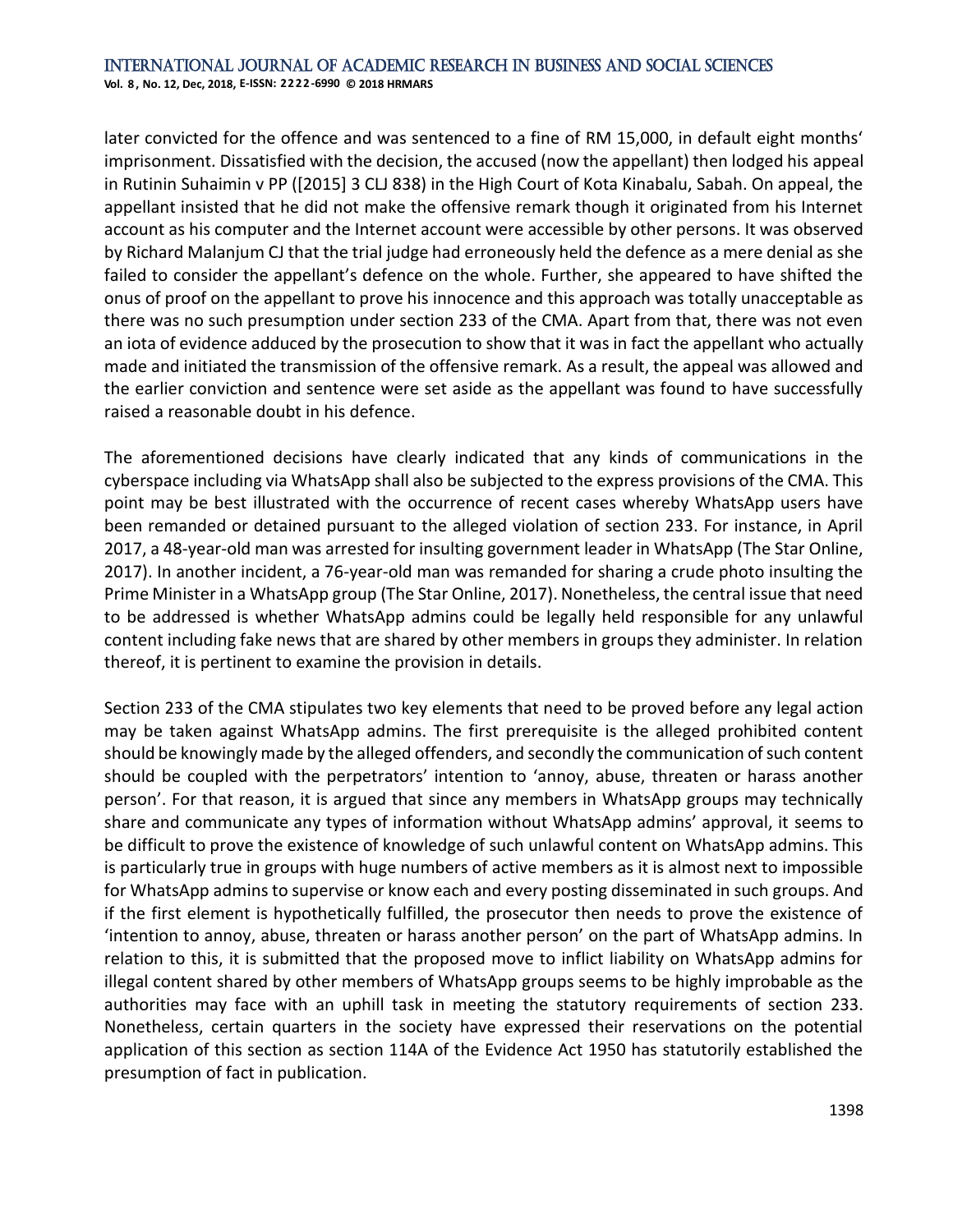later convicted for the offence and was sentenced to a fine of RM 15,000, in default eight months' imprisonment. Dissatisfied with the decision, the accused (now the appellant) then lodged his appeal in Rutinin Suhaimin v PP ([2015] 3 CLJ 838) in the High Court of Kota Kinabalu, Sabah. On appeal, the appellant insisted that he did not make the offensive remark though it originated from his Internet account as his computer and the Internet account were accessible by other persons. It was observed by Richard Malanjum CJ that the trial judge had erroneously held the defence as a mere denial as she failed to consider the appellant's defence on the whole. Further, she appeared to have shifted the onus of proof on the appellant to prove his innocence and this approach was totally unacceptable as there was no such presumption under section 233 of the CMA. Apart from that, there was not even an iota of evidence adduced by the prosecution to show that it was in fact the appellant who actually made and initiated the transmission of the offensive remark. As a result, the appeal was allowed and the earlier conviction and sentence were set aside as the appellant was found to have successfully raised a reasonable doubt in his defence.

The aforementioned decisions have clearly indicated that any kinds of communications in the cyberspace including via WhatsApp shall also be subjected to the express provisions of the CMA. This point may be best illustrated with the occurrence of recent cases whereby WhatsApp users have been remanded or detained pursuant to the alleged violation of section 233. For instance, in April 2017, a 48-year-old man was arrested for insulting government leader in WhatsApp (The Star Online, 2017). In another incident, a 76-year-old man was remanded for sharing a crude photo insulting the Prime Minister in a WhatsApp group (The Star Online, 2017). Nonetheless, the central issue that need to be addressed is whether WhatsApp admins could be legally held responsible for any unlawful content including fake news that are shared by other members in groups they administer. In relation thereof, it is pertinent to examine the provision in details.

Section 233 of the CMA stipulates two key elements that need to be proved before any legal action may be taken against WhatsApp admins. The first prerequisite is the alleged prohibited content should be knowingly made by the alleged offenders, and secondly the communication of such content should be coupled with the perpetrators' intention to 'annoy, abuse, threaten or harass another person'. For that reason, it is argued that since any members in WhatsApp groups may technically share and communicate any types of information without WhatsApp admins' approval, it seems to be difficult to prove the existence of knowledge of such unlawful content on WhatsApp admins. This is particularly true in groups with huge numbers of active members as it is almost next to impossible for WhatsApp admins to supervise or know each and every posting disseminated in such groups. And if the first element is hypothetically fulfilled, the prosecutor then needs to prove the existence of 'intention to annoy, abuse, threaten or harass another person' on the part of WhatsApp admins. In relation to this, it is submitted that the proposed move to inflict liability on WhatsApp admins for illegal content shared by other members of WhatsApp groups seems to be highly improbable as the authorities may face with an uphill task in meeting the statutory requirements of section 233. Nonetheless, certain quarters in the society have expressed their reservations on the potential application of this section as section 114A of the Evidence Act 1950 has statutorily established the presumption of fact in publication.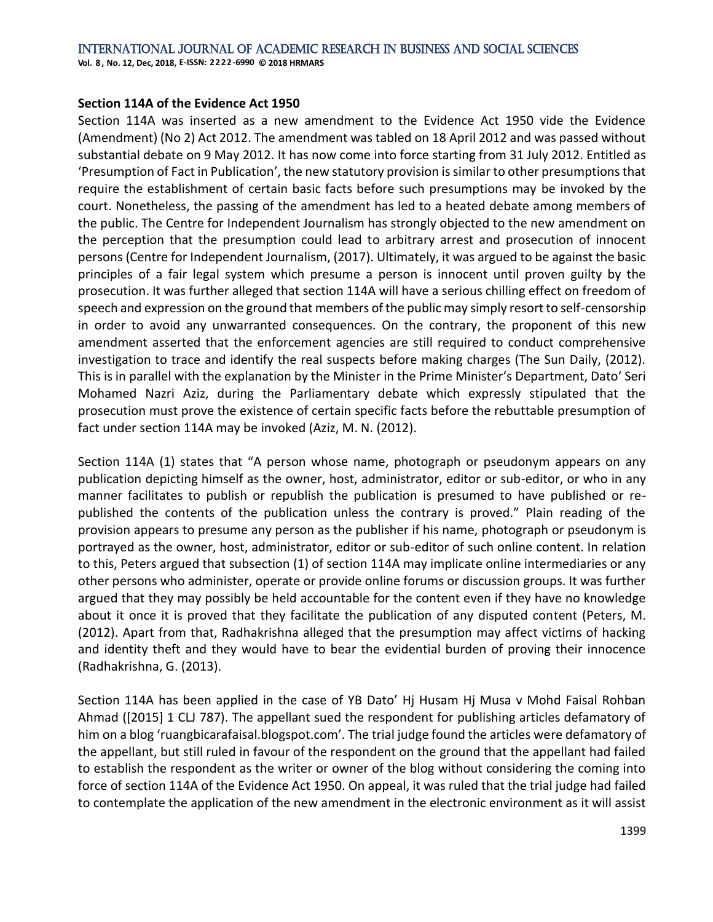**Section 114A of the Evidence Act 1950**

Section 114A was inserted as a new amendment to the Evidence Act 1950 vide the Evidence (Amendment) (No 2) Act 2012. The amendment was tabled on 18 April 2012 and was passed without substantial debate on 9 May 2012. It has now come into force starting from 31 July 2012. Entitled as 'Presumption of Fact in Publication', the new statutory provision is similar to other presumptions that require the establishment of certain basic facts before such presumptions may be invoked by the court. Nonetheless, the passing of the amendment has led to a heated debate among members of the public. The Centre for Independent Journalism has strongly objected to the new amendment on the perception that the presumption could lead to arbitrary arrest and prosecution of innocent persons (Centre for Independent Journalism, (2017). Ultimately, it was argued to be against the basic principles of a fair legal system which presume a person is innocent until proven guilty by the prosecution. It was further alleged that section 114A will have a serious chilling effect on freedom of speech and expression on the ground that members of the public may simply resort to self-censorship in order to avoid any unwarranted consequences. On the contrary, the proponent of this new amendment asserted that the enforcement agencies are still required to conduct comprehensive investigation to trace and identify the real suspects before making charges (The Sun Daily, (2012). This is in parallel with the explanation by the Minister in the Prime Minister's Department, Dato' Seri Mohamed Nazri Aziz, during the Parliamentary debate which expressly stipulated that the prosecution must prove the existence of certain specific facts before the rebuttable presumption of fact under section 114A may be invoked (Aziz, M. N. (2012).

Section 114A (1) states that "A person whose name, photograph or pseudonym appears on any publication depicting himself as the owner, host, administrator, editor or sub-editor, or who in any manner facilitates to publish or republish the publication is presumed to have published or re-published the contents of the publication unless the contrary is proved." Plain reading of the provision appears to presume any person as the publisher if his name, photograph or pseudonym is portrayed as the owner, host, administrator, editor or sub-editor of such online content. In relation to this, Peters argued that subsection (1) of section 114A may implicate online intermediaries or any other persons who administer, operate or provide online forums or discussion groups. It was further argued that they may possibly be held accountable for the content even if they have no knowledge about it once it is proved that they facilitate the publication of any disputed content (Peters, M. (2012). Apart from that, Radhakrishna alleged that the presumption may affect victims of hacking and identity theft and they would have to bear the evidential burden of proving their innocence (Radhakrishna, G. (2013).

Section 114A has been applied in the case of YB Dato' Hj Husam Hj Musa v Mohd Faisal Rohban Ahmad ([2015] 1 CLJ 787). The appellant sued the respondent for publishing articles defamatory of him on a blog 'ruangbicarafaisal.blogspot.com'. The trial judge found the articles were defamatory of the appellant, but still ruled in favour of the respondent on the ground that the appellant had failed to establish the respondent as the writer or owner of the blog without considering the coming into force of section 114A of the Evidence Act 1950. On appeal, it was ruled that the trial judge had failed to contemplate the application of the new amendment in the electronic environment as it will assist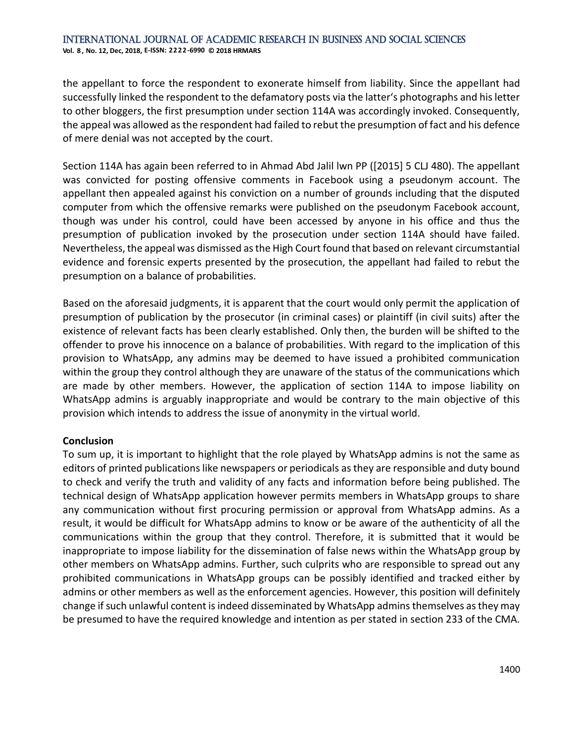the appellant to force the respondent to exonerate himself from liability. Since the appellant had successfully linked the respondent to the defamatory posts via the latter's photographs and his letter to other bloggers, the first presumption under section 114A was accordingly invoked. Consequently, the appeal was allowed as the respondent had failed to rebut the presumption of fact and his defence of mere denial was not accepted by the court.

Section 114A has again been referred to in Ahmad Abd Jalil lwn PP ([2015] 5 CLJ 480). The appellant was convicted for posting offensive comments in Facebook using a pseudonym account. The appellant then appealed against his conviction on a number of grounds including that the disputed computer from which the offensive remarks were published on the pseudonym Facebook account, though was under his control, could have been accessed by anyone in his office and thus the presumption of publication invoked by the prosecution under section 114A should have failed. Nevertheless, the appeal was dismissed as the High Court found that based on relevant circumstantial evidence and forensic experts presented by the prosecution, the appellant had failed to rebut the presumption on a balance of probabilities.

Based on the aforesaid judgments, it is apparent that the court would only permit the application of presumption of publication by the prosecutor (in criminal cases) or plaintiff (in civil suits) after the existence of relevant facts has been clearly established. Only then, the burden will be shifted to the offender to prove his innocence on a balance of probabilities. With regard to the implication of this provision to WhatsApp, any admins may be deemed to have issued a prohibited communication within the group they control although they are unaware of the status of the communications which are made by other members. However, the application of section 114A to impose liability on WhatsApp admins is arguably inappropriate and would be contrary to the main objective of this provision which intends to address the issue of anonymity in the virtual world.

**Conclusion**

To sum up, it is important to highlight that the role played by WhatsApp admins is not the same as editors of printed publications like newspapers or periodicals as they are responsible and duty bound to check and verify the truth and validity of any facts and information before being published. The technical design of WhatsApp application however permits members in WhatsApp groups to share any communication without first procuring permission or approval from WhatsApp admins. As a result, it would be difficult for WhatsApp admins to know or be aware of the authenticity of all the communications within the group that they control. Therefore, it is submitted that it would be inappropriate to impose liability for the dissemination of false news within the WhatsApp group by other members on WhatsApp admins. Further, such culprits who are responsible to spread out any prohibited communications in WhatsApp groups can be possibly identified and tracked either by admins or other members as well as the enforcement agencies. However, this position will definitely change if such unlawful content is indeed disseminated by WhatsApp admins themselves as they may be presumed to have the required knowledge and intention as per stated in section 233 of the CMA.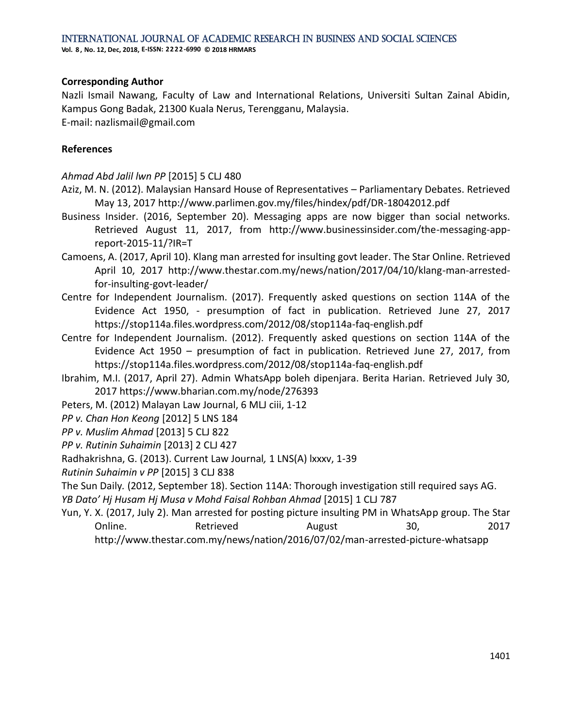### Corresponding Author

Nazli Ismail Nawang, Faculty of Law and International Relations, Universiti Sultan Zainal Abidin, Kampus Gong Badak, 21300 Kuala Nerus, Terengganu, Malaysia.
E-mail: nazlismail@gmail.com

### References

*Ahmad Abd Jalil lwn PP* [2015] 5 CLJ 480

Aziz, M. N. (2012). Malaysian Hansard House of Representatives – Parliamentary Debates. Retrieved May 13, 2017 http://www.parlimen.gov.my/files/hindex/pdf/DR-18042012.pdf

Business Insider. (2016, September 20). Messaging apps are now bigger than social networks. Retrieved August 11, 2017, from http://www.businessinsider.com/the-messaging-app-report-2015-11/?IR=T

Camoens, A. (2017, April 10). Klang man arrested for insulting govt leader. The Star Online. Retrieved April 10, 2017 http://www.thestar.com.my/news/nation/2017/04/10/klang-man-arrested-for-insulting-govt-leader/

Centre for Independent Journalism. (2017). Frequently asked questions on section 114A of the Evidence Act 1950, - presumption of fact in publication. Retrieved June 27, 2017 https://stop114a.files.wordpress.com/2012/08/stop114a-faq-english.pdf

Centre for Independent Journalism. (2012). Frequently asked questions on section 114A of the Evidence Act 1950 – presumption of fact in publication. Retrieved June 27, 2017, from https://stop114a.files.wordpress.com/2012/08/stop114a-faq-english.pdf

Ibrahim, M.I. (2017, April 27). Admin WhatsApp boleh dipenjara. Berita Harian. Retrieved July 30, 2017 https://www.bharian.com.my/node/276393

Peters, M. (2012) Malayan Law Journal, 6 MLJ ciii, 1-12

*PP v. Chan Hon Keong* [2012] 5 LNS 184

*PP v. Muslim Ahmad* [2013] 5 CLJ 822

*PP v. Rutinin Suhaimin* [2013] 2 CLJ 427

Radhakrishna, G. (2013). Current Law Journal*,* 1 LNS(A) lxxxv, 1-39

*Rutinin Suhaimin v PP* [2015] 3 CLJ 838

The Sun Daily*.* (2012, September 18). Section 114A: Thorough investigation still required says AG.

*YB Dato' Hj Husam Hj Musa v Mohd Faisal Rohban Ahmad* [2015] 1 CLJ 787

Yun, Y. X. (2017, July 2). Man arrested for posting picture insulting PM in WhatsApp group. The Star Online. Retrieved August 30, 2017 http://www.thestar.com.my/news/nation/2016/07/02/man-arrested-picture-whatsapp